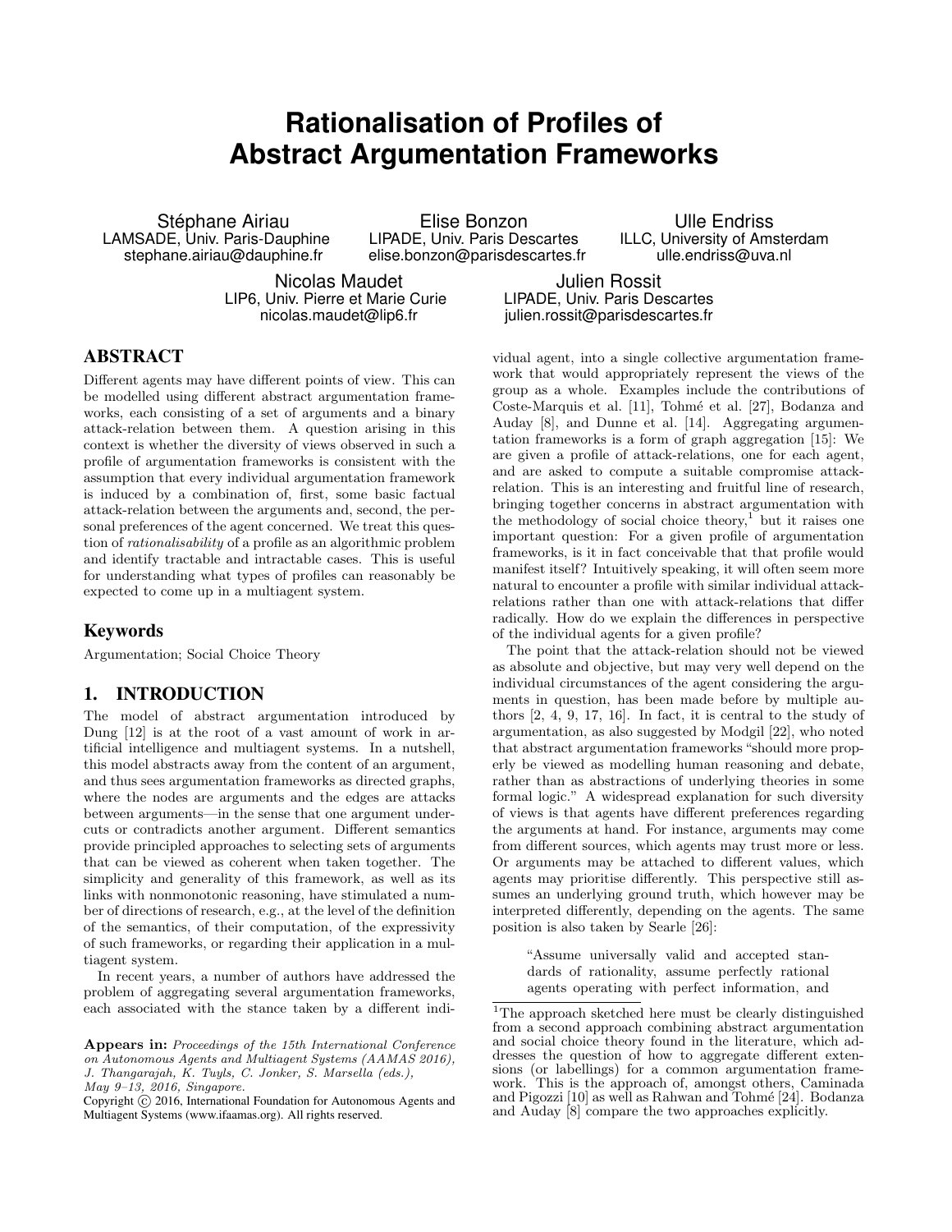# Rationalisation of Profiles of Abstract Argumentation Frameworks

Stéphane Airiau
LAMSADE, Univ. Paris-Dauphine
stephane.airiau@dauphine.fr

Elise Bonzon
LIPADE, Univ. Paris Descartes
elise.bonzon@parisdescartes.fr

Ulle Endriss
ILLC, University of Amsterdam
ulle.endriss@uva.nl

Nicolas Maudet
LIP6, Univ. Pierre et Marie Curie
nicolas.maudet@lip6.fr

Julien Rossit
LIPADE, Univ. Paris Descartes
julien.rossit@parisdescartes.fr

## ABSTRACT

Different agents may have different points of view. This can be modelled using different abstract argumentation frameworks, each consisting of a set of arguments and a binary attack-relation between them. A question arising in this context is whether the diversity of views observed in such a profile of argumentation frameworks is consistent with the assumption that every individual argumentation framework is induced by a combination of, first, some basic factual attack-relation between the arguments and, second, the personal preferences of the agent concerned. We treat this question of *rationalisability* of a profile as an algorithmic problem and identify tractable and intractable cases. This is useful for understanding what types of profiles can reasonably be expected to come up in a multiagent system.

### Keywords

Argumentation; Social Choice Theory

## 1. INTRODUCTION

The model of abstract argumentation introduced by Dung [12] is at the root of a vast amount of work in artificial intelligence and multiagent systems. In a nutshell, this model abstracts away from the content of an argument, and thus sees argumentation frameworks as directed graphs, where the nodes are arguments and the edges are attacks between arguments—in the sense that one argument undercuts or contradicts another argument. Different semantics provide principled approaches to selecting sets of arguments that can be viewed as coherent when taken together. The simplicity and generality of this framework, as well as its links with nonmonotonic reasoning, have stimulated a number of directions of research, e.g., at the level of the definition of the semantics, of their computation, of the expressivity of such frameworks, or regarding their application in a multiagent system.

In recent years, a number of authors have addressed the problem of aggregating several argumentation frameworks, each associated with the stance taken by a different individual agent, into a single collective argumentation framework that would appropriately represent the views of the group as a whole. Examples include the contributions of Coste-Marquis et al. [11], Tohmé et al. [27], Bodanza and Auday [8], and Dunne et al. [14]. Aggregating argumentation frameworks is a form of graph aggregation [15]: We are given a profile of attack-relations, one for each agent, and are asked to compute a suitable compromise attack-relation. This is an interesting and fruitful line of research, bringing together concerns in abstract argumentation with the methodology of social choice theory,[1] but it raises one important question: For a given profile of argumentation frameworks, is it in fact conceivable that that profile would manifest itself? Intuitively speaking, it will often seem more natural to encounter a profile with similar individual attack-relations rather than one with attack-relations that differ radically. How do we explain the differences in perspective of the individual agents for a given profile?

The point that the attack-relation should not be viewed as absolute and objective, but may very well depend on the individual circumstances of the agent considering the arguments in question, has been made before by multiple authors [2, 4, 9, 17, 16]. In fact, it is central to the study of argumentation, as also suggested by Modgil [22], who noted that abstract argumentation frameworks "should more properly be viewed as modelling human reasoning and debate, rather than as abstractions of underlying theories in some formal logic." A widespread explanation for such diversity of views is that agents have different preferences regarding the arguments at hand. For instance, arguments may come from different sources, which agents may trust more or less. Or arguments may be attached to different values, which agents may prioritise differently. This perspective still assumes an underlying ground truth, which however may be interpreted differently, depending on the agents. The same position is also taken by Searle [26]:

> "Assume universally valid and accepted standards of rationality, assume perfectly rational agents operating with perfect information, and

[1] The approach sketched here must be clearly distinguished from a second approach combining abstract argumentation and social choice theory found in the literature, which addresses the question of how to aggregate different extensions (or labellings) for a common argumentation framework. This is the approach of, amongst others, Caminada and Pigozzi [10] as well as Rahwan and Tohmé [24]. Bodanza and Auday [8] compare the two approaches explicitly.

**Appears in:** *Proceedings of the 15th International Conference on Autonomous Agents and Multiagent Systems (AAMAS 2016), J. Thangarajah, K. Tuyls, C. Jonker, S. Marsella (eds.), May 9–13, 2016, Singapore.*
Copyright © 2016, International Foundation for Autonomous Agents and Multiagent Systems (www.ifaamas.org). All rights reserved.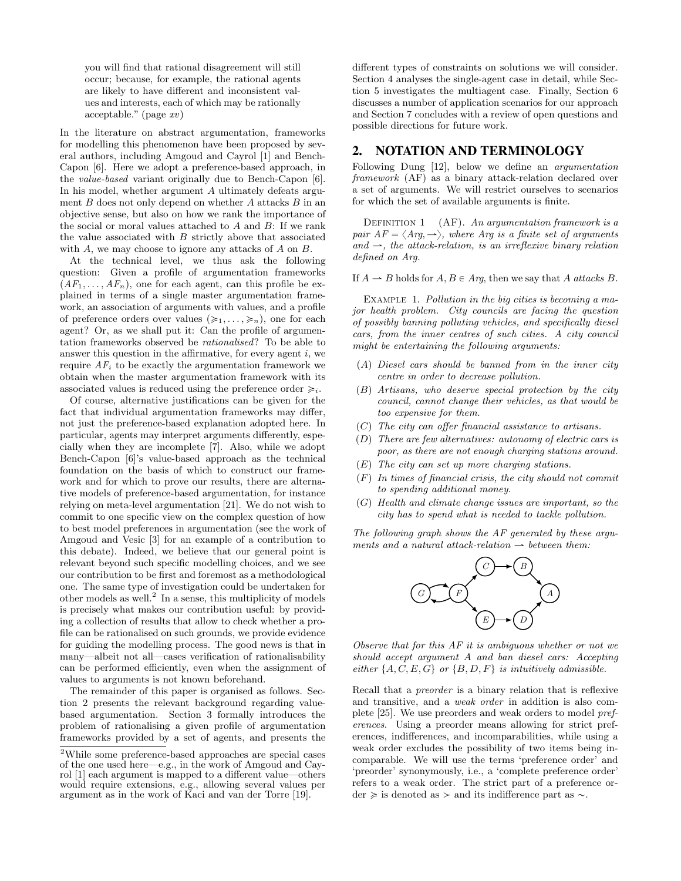you will find that rational disagreement will still occur; because, for example, the rational agents are likely to have different and inconsistent values and interests, each of which may be rationally acceptable." (page *xv*)

In the literature on abstract argumentation, frameworks for modelling this phenomenon have been proposed by several authors, including Amgoud and Cayrol [1] and Bench-Capon [6]. Here we adopt a preference-based approach, in the *value-based* variant originally due to Bench-Capon [6]. In his model, whether argument $A$ ultimately defeats argument $B$ does not only depend on whether $A$ attacks $B$ in an objective sense, but also on how we rank the importance of the social or moral values attached to $A$ and $B$: If we rank the value associated with $B$ strictly above that associated with $A$, we may choose to ignore any attacks of $A$ on $B$.

At the technical level, we thus ask the following question: Given a profile of argumentation frameworks $(AF_1, \ldots, AF_n)$, one for each agent, can this profile be explained in terms of a single master argumentation framework, an association of arguments with values, and a profile of preference orders over values $(\succcurlyeq_1, \ldots, \succcurlyeq_n)$, one for each agent? Or, as we shall put it: Can the profile of argumentation frameworks observed be *rationalised*? To be able to answer this question in the affirmative, for every agent $i$, we require $AF_i$ to be exactly the argumentation framework we obtain when the master argumentation framework with its associated values is reduced using the preference order $\succcurlyeq_i$.

Of course, alternative justifications can be given for the fact that individual argumentation frameworks may differ, not just the preference-based explanation adopted here. In particular, agents may interpret arguments differently, especially when they are incomplete [7]. Also, while we adopt Bench-Capon [6]'s value-based approach as the technical foundation on the basis of which to construct our framework and for which to prove our results, there are alternative models of preference-based argumentation, for instance relying on meta-level argumentation [21]. We do not wish to commit to one specific view on the complex question of how to best model preferences in argumentation (see the work of Amgoud and Vesic [3] for an example of a contribution to this debate). Indeed, we believe that our general point is relevant beyond such specific modelling choices, and we see our contribution to be first and foremost as a methodological one. The same type of investigation could be undertaken for other models as well.[2] In a sense, this multiplicity of models is precisely what makes our contribution useful: by providing a collection of results that allow to check whether a profile can be rationalised on such grounds, we provide evidence for guiding the modelling process. The good news is that in many—albeit not all—cases verification of rationalisability can be performed efficiently, even when the assignment of values to arguments is not known beforehand.

The remainder of this paper is organised as follows. Section 2 presents the relevant background regarding value-based argumentation. Section 3 formally introduces the problem of rationalising a given profile of argumentation frameworks provided by a set of agents, and presents the different types of constraints on solutions we will consider. Section 4 analyses the single-agent case in detail, while Section 5 investigates the multiagent case. Finally, Section 6 discusses a number of application scenarios for our approach and Section 7 concludes with a review of open questions and possible directions for future work.

[2]While some preference-based approaches are special cases of the one used here—e.g., in the work of Amgoud and Cayrol [1] each argument is mapped to a different value—others would require extensions, e.g., allowing several values per argument as in the work of Kaci and van der Torre [19].

## 2. NOTATION AND TERMINOLOGY

Following Dung [12], below we define an *argumentation framework* (AF) as a binary attack-relation declared over a set of arguments. We will restrict ourselves to scenarios for which the set of available arguments is finite.

DEFINITION 1 (AF). *An argumentation framework is a pair $AF = \langle Arg, \rightharpoonup \rangle$, where $Arg$ is a finite set of arguments and $\rightharpoonup$, the attack-relation, is an irreflexive binary relation defined on $Arg$.*

If $A \rightharpoonup B$ holds for $A, B \in Arg$, then we say that $A$ *attacks* $B$.

EXAMPLE 1. *Pollution in the big cities is becoming a major health problem. City councils are facing the question of possibly banning polluting vehicles, and specifically diesel cars, from the inner centres of such cities. A city council might be entertaining the following arguments:*

- ($A$) *Diesel cars should be banned from in the inner city centre in order to decrease pollution.*
- ($B$) *Artisans, who deserve special protection by the city council, cannot change their vehicles, as that would be too expensive for them.*
- ($C$) *The city can offer financial assistance to artisans.*
- ($D$) *There are few alternatives: autonomy of electric cars is poor, as there are not enough charging stations around.*
- ($E$) *The city can set up more charging stations.*
- ($F$) *In times of financial crisis, the city should not commit to spending additional money.*
- ($G$) *Health and climate change issues are important, so the city has to spend what is needed to tackle pollution.*

*The following graph shows the AF generated by these arguments and a natural attack-relation $\rightharpoonup$ between them:*

*Observe that for this AF it is ambiguous whether or not we should accept argument $A$ and ban diesel cars: Accepting either $\{A, C, E, G\}$ or $\{B, D, F\}$ is intuitively admissible.*

Recall that a *preorder* is a binary relation that is reflexive and transitive, and a *weak order* in addition is also complete [25]. We use preorders and weak orders to model *preferences*. Using a preorder means allowing for strict preferences, indifferences, and incomparabilities, while using a weak order excludes the possibility of two items being incomparable. We will use the terms 'preference order' and 'preorder' synonymously, i.e., a 'complete preference order' refers to a weak order. The strict part of a preference order $\succcurlyeq$ is denoted as $\succ$ and its indifference part as $\sim$.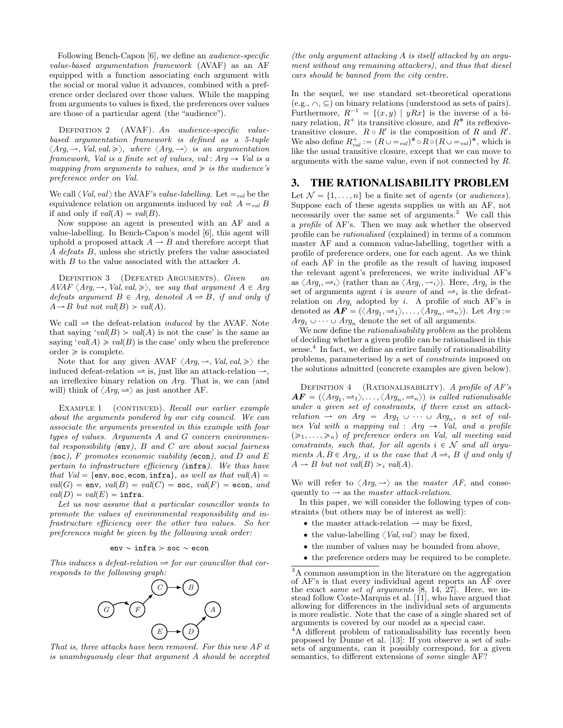Following Bench-Capon [6], we define an *audience-specific value-based argumentation framework* (AVAF) as an AF equipped with a function associating each argument with the social or moral value it advances, combined with a preference order declared over those values. While the mapping from arguments to values is fixed, the preferences over values are those of a particular agent (the "audience").

Definition 2 (AVAF). *An audience-specific value-based argumentation framework is defined as a 5-tuple $\langle Arg, \rightharpoonup, Val, val, \succcurlyeq \rangle$, where $\langle Arg, \rightharpoonup \rangle$ is an argumentation framework, Val is a finite set of values, $val : Arg \to Val$ is a mapping from arguments to values, and $\succcurlyeq$ is the audience's preference order on Val.*

We call $\langle Val, val \rangle$ the AVAF's *value-labelling*. Let $=_{val}$ be the equivalence relation on arguments induced by *val*: $A =_{val} B$ if and only if $val(A) = val(B)$.

Now suppose an agent is presented with an AF and a value-labelling. In Bench-Capon's model [6], this agent will uphold a proposed attack $A \rightharpoonup B$ and therefore accept that $A$ *defeats* $B$, unless she strictly prefers the value associated with $B$ to the value associated with the attacker $A$.

Definition 3 (Defeated Arguments). *Given an AVAF $\langle Arg, \rightharpoonup, Val, val, \succcurlyeq \rangle$, we say that argument $A \in Arg$ defeats argument $B \in Arg$, denoted $A \Rightarrow B$, if and only if $A \rightharpoonup B$ but not $val(B) \succ val(A)$.*

We call $\Rightarrow$ the defeat-relation *induced* by the AVAF. Note that saying '$val(B) \succ val(A)$ is not the case' is the same as saying '$val(A) \succcurlyeq val(B)$ is the case' only when the preference order $\succcurlyeq$ is complete.

Note that for any given AVAF $\langle Arg, \rightharpoonup, Val, val, \succcurlyeq \rangle$ the induced defeat-relation $\Rightarrow$ is, just like an attack-relation $\rightharpoonup$, an irreflexive binary relation on *Arg*. That is, we can (and will) think of $\langle Arg, \Rightarrow \rangle$ as just another AF.

Example 1 (continued). *Recall our earlier example about the arguments pondered by our city council. We can associate the arguments presented in this example with four types of values. Arguments $A$ and $G$ concern environmental responsibility (*`env`*), $B$ and $C$ are about social fairness (*`soc`*), $F$ promotes economic viability (*`econ`*), and $D$ and $E$ pertain to infrastructure efficiency (*`infra`*). We thus have that $Val = \{\texttt{env}, \texttt{soc}, \texttt{econ}, \texttt{infra}\}$, as well as that $val(A) = val(G) = \texttt{env}$, $val(B) = val(C) = \texttt{soc}$, $val(F) = \texttt{econ}$, and $val(D) = val(E) = \texttt{infra}$.*

*Let us now assume that a particular councillor wants to promote the values of environmental responsibility and infrastructure efficiency over the other two values. So her preferences might be given by the following weak order:*

$$\texttt{env} \sim \texttt{infra} \succ \texttt{soc} \sim \texttt{econ}$$

*This induces a defeat-relation $\Rightarrow$ for our councillor that corresponds to the following graph:*

*That is, three attacks have been removed. For this new AF it is unambiguously clear that argument $A$ should be accepted (the only argument attacking $A$ is itself attacked by an argument without any remaining attackers), and thus that diesel cars should be banned from the city centre.*

In the sequel, we use standard set-theoretical operations (e.g., $\cap$, $\subseteq$) on binary relations (understood as sets of pairs). Furthermore, $R^{-1} = \{(x, y) \mid yRx\}$ is the inverse of a binary relation, $R^+$ its transitive closure, and $R^*$ its reflexive-transitive closure. $R \circ R'$ is the composition of $R$ and $R'$. We also define $R^+_{val} := (R \cup =_{val})^* \circ R \circ (R \cup =_{val})^*$, which is like the usual transitive closure, except that we can move to arguments with the same value, even if not connected by $R$.

# 3. THE RATIONALISABILITY PROBLEM

Let $\mathcal{N} = \{1, \ldots, n\}$ be a finite set of *agents* (or *audiences*). Suppose each of these agents supplies us with an AF, not necessarily over the same set of arguments.[3] We call this a *profile* of AF's. Then we may ask whether the observed profile can be *rationalised* (explained) in terms of a common master AF and a common value-labelling, together with a profile of preference orders, one for each agent. As we think of each AF in the profile as the result of having imposed the relevant agent's preferences, we write individual AF's as $\langle Arg_i, \Rightarrow_i \rangle$ (rather than as $\langle Arg_i, \rightharpoonup_i \rangle$). Here, $Arg_i$ is the set of arguments agent $i$ is *aware* of and $\Rightarrow_i$ is the defeat-relation on $Arg_i$ adopted by $i$. A profile of such AF's is denoted as $\boldsymbol{AF} = (\langle Arg_1, \Rightarrow_1 \rangle, \ldots, \langle Arg_n, \Rightarrow_n \rangle)$. Let $Arg := Arg_1 \cup \cdots \cup Arg_n$ denote the set of all arguments.

We now define the *rationalisability problem* as the problem of deciding whether a given profile can be rationalised in this sense.[4] In fact, we define an entire family of rationalisability problems, parameterised by a set of *constraints* imposed on the solutions admitted (concrete examples are given below).

Definition 4 (Rationalisability). *A profile of AF's $\boldsymbol{AF} = (\langle Arg_1, \Rightarrow_1 \rangle, \ldots, \langle Arg_n, \Rightarrow_n \rangle)$ is called rationalisable under a given set of constraints, if there exist an attack-relation $\rightharpoonup$ on $Arg = Arg_1 \cup \cdots \cup Arg_n$, a set of values Val with a mapping $val : Arg \to Val$, and a profile $(\succcurlyeq_1, \ldots, \succcurlyeq_n)$ of preference orders on Val, all meeting said constraints, such that, for all agents $i \in \mathcal{N}$ and all arguments $A, B \in Arg_i$, it is the case that $A \Rightarrow_i B$ if and only if $A \rightharpoonup B$ but not $val(B) \succ_i val(A)$.*

We will refer to $\langle Arg, \rightharpoonup \rangle$ as the *master AF*, and consequently to $\rightharpoonup$ as the *master attack-relation*.

In this paper, we will consider the following types of constraints (but others may be of interest as well):

- the master attack-relation $\rightharpoonup$ may be fixed,
- the value-labelling $\langle Val, val \rangle$ may be fixed,
- the number of values may be bounded from above,
- the preference orders may be required to be complete.

[3] A common assumption in the literature on the aggregation of AF's is that every individual agent reports an AF over the exact *same set of arguments* [8, 14, 27]. Here, we instead follow Coste-Marquis et al. [11], who have argued that allowing for differences in the individual sets of arguments is more realistic. Note that the case of a single shared set of arguments is covered by our model as a special case.

[4] A different problem of rationalisability has recently been proposed by Dunne et al. [13]: If you observe a set of subsets of arguments, can it possibly correspond, for a given semantics, to different extensions of *some* single AF?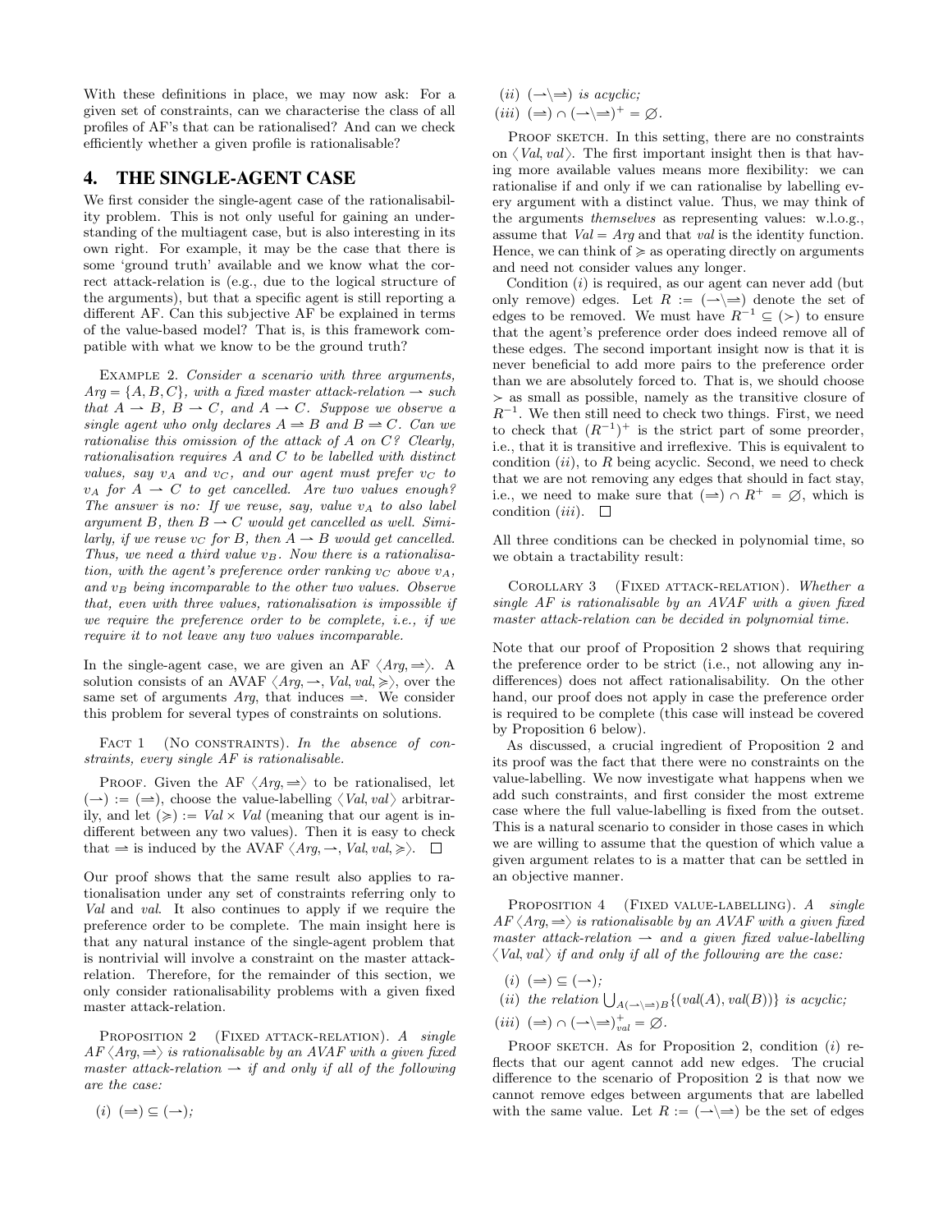With these definitions in place, we may now ask: For a given set of constraints, can we characterise the class of all profiles of AF's that can be rationalised? And can we check efficiently whether a given profile is rationalisable?

## 4. THE SINGLE-AGENT CASE

We first consider the single-agent case of the rationalisability problem. This is not only useful for gaining an understanding of the multiagent case, but is also interesting in its own right. For example, it may be the case that there is some 'ground truth' available and we know what the correct attack-relation is (e.g., due to the logical structure of the arguments), but that a specific agent is still reporting a different AF. Can this subjective AF be explained in terms of the value-based model? That is, is this framework compatible with what we know to be the ground truth?

Example 2. *Consider a scenario with three arguments, $Arg = \{A, B, C\}$, with a fixed master attack-relation $\rightharpoonup$ such that $A \rightharpoonup B$, $B \rightharpoonup C$, and $A \rightharpoonup C$. Suppose we observe a single agent who only declares $A \Rrightarrow B$ and $B \Rrightarrow C$. Can we rationalise this omission of the attack of $A$ on $C$? Clearly, rationalisation requires $A$ and $C$ to be labelled with distinct values, say $v_A$ and $v_C$, and our agent must prefer $v_C$ to $v_A$ for $A \rightharpoonup C$ to get cancelled. Are two values enough? The answer is no: If we reuse, say, value $v_A$ to also label argument $B$, then $B \rightharpoonup C$ would get cancelled as well. Similarly, if we reuse $v_C$ for $B$, then $A \rightharpoonup B$ would get cancelled. Thus, we need a third value $v_B$. Now there is a rationalisation, with the agent's preference order ranking $v_C$ above $v_A$, and $v_B$ being incomparable to the other two values. Observe that, even with three values, rationalisation is impossible if we require the preference order to be complete, i.e., if we require it to not leave any two values incomparable.*

In the single-agent case, we are given an AF $\langle Arg, \Rrightarrow\rangle$. A solution consists of an AVAF $\langle Arg, \rightharpoonup, Val, val, \succcurlyeq\rangle$, over the same set of arguments $Arg$, that induces $\Rrightarrow$. We consider this problem for several types of constraints on solutions.

Fact 1 (No constraints). *In the absence of constraints, every single AF is rationalisable.*

Proof. Given the AF $\langle Arg, \Rrightarrow\rangle$ to be rationalised, let $(\rightharpoonup) := (\Rrightarrow)$, choose the value-labelling $\langle Val, val\rangle$ arbitrarily, and let $(\succcurlyeq) := Val \times Val$ (meaning that our agent is indifferent between any two values). Then it is easy to check that $\Rrightarrow$ is induced by the AVAF $\langle Arg, \rightharpoonup, Val, val, \succcurlyeq\rangle$. □

Our proof shows that the same result also applies to rationalisation under any set of constraints referring only to $Val$ and $val$. It also continues to apply if we require the preference order to be complete. The main insight here is that any natural instance of the single-agent problem that is nontrivial will involve a constraint on the master attack-relation. Therefore, for the remainder of this section, we only consider rationalisability problems with a given fixed master attack-relation.

Proposition 2 (Fixed attack-relation). *A single AF $\langle Arg, \Rrightarrow\rangle$ is rationalisable by an AVAF with a given fixed master attack-relation $\rightharpoonup$ if and only if all of the following are the case:*

*(i) $(\Rrightarrow) \subseteq (\rightharpoonup)$;*

*(ii) $(\rightharpoonup \backslash \Rrightarrow)$ is acyclic;*

*(iii) $(\Rrightarrow) \cap (\rightharpoonup \backslash \Rrightarrow)^+ = \varnothing$.*

Proof sketch. In this setting, there are no constraints on $\langle Val, val\rangle$. The first important insight then is that having more available values means more flexibility: we can rationalise if and only if we can rationalise by labelling every argument with a distinct value. Thus, we may think of the arguments *themselves* as representing values: w.l.o.g., assume that $Val = Arg$ and that $val$ is the identity function. Hence, we can think of $\succcurlyeq$ as operating directly on arguments and need not consider values any longer.

Condition $(i)$ is required, as our agent can never add (but only remove) edges. Let $R := (\rightharpoonup \backslash \Rrightarrow)$ denote the set of edges to be removed. We must have $R^{-1} \subseteq (\succ)$ to ensure that the agent's preference order does indeed remove all of these edges. The second important insight now is that it is never beneficial to add more pairs to the preference order than we are absolutely forced to. That is, we should choose $\succ$ as small as possible, namely as the transitive closure of $R^{-1}$. We then still need to check two things. First, we need to check that $(R^{-1})^+$ is the strict part of some preorder, i.e., that it is transitive and irreflexive. This is equivalent to condition $(ii)$, to $R$ being acyclic. Second, we need to check that we are not removing any edges that should in fact stay, i.e., we need to make sure that $(\Rrightarrow) \cap R^+ = \varnothing$, which is condition $(iii)$. □

All three conditions can be checked in polynomial time, so we obtain a tractability result:

Corollary 3 (Fixed attack-relation). *Whether a single AF is rationalisable by an AVAF with a given fixed master attack-relation can be decided in polynomial time.*

Note that our proof of Proposition 2 shows that requiring the preference order to be strict (i.e., not allowing any indifferences) does not affect rationalisability. On the other hand, our proof does not apply in case the preference order is required to be complete (this case will instead be covered by Proposition 6 below).

As discussed, a crucial ingredient of Proposition 2 and its proof was the fact that there were no constraints on the value-labelling. We now investigate what happens when we add such constraints, and first consider the most extreme case where the full value-labelling is fixed from the outset. This is a natural scenario to consider in those cases in which we are willing to assume that the question of which value a given argument relates to is a matter that can be settled in an objective manner.

Proposition 4 (Fixed value-labelling). *A single AF $\langle Arg, \Rrightarrow\rangle$ is rationalisable by an AVAF with a given fixed master attack-relation $\rightharpoonup$ and a given fixed value-labelling $\langle Val, val\rangle$ if and only if all of the following are the case:*

*(i) $(\Rrightarrow) \subseteq (\rightharpoonup)$;*

*(ii) the relation $\bigcup_{A(\rightharpoonup \backslash \Rrightarrow)B}\{(val(A), val(B))\}$ is acyclic;*

*(iii) $(\Rrightarrow) \cap (\rightharpoonup \backslash \Rrightarrow)^+_{val} = \varnothing$.*

Proof sketch. As for Proposition 2, condition $(i)$ reflects that our agent cannot add new edges. The crucial difference to the scenario of Proposition 2 is that now we cannot remove edges between arguments that are labelled with the same value. Let $R := (\rightharpoonup \backslash \Rrightarrow)$ be the set of edges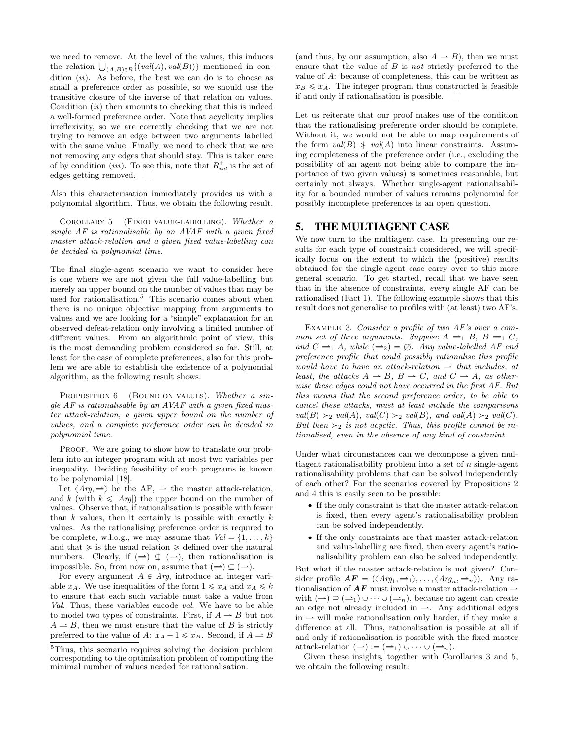we need to remove. At the level of the values, this induces the relation $\bigcup_{(A,B)\in R}\{(val(A), val(B))\}$ mentioned in condition (*ii*). As before, the best we can do is to choose as small a preference order as possible, so we should use the transitive closure of the inverse of that relation on values. Condition (*ii*) then amounts to checking that this is indeed a well-formed preference order. Note that acyclicity implies irreflexivity, so we are correctly checking that we are not trying to remove an edge between two arguments labelled with the same value. Finally, we need to check that we are not removing any edges that should stay. This is taken care of by condition (*iii*). To see this, note that $R^+_{val}$ is the set of edges getting removed. □

Also this characterisation immediately provides us with a polynomial algorithm. Thus, we obtain the following result.

COROLLARY 5 (FIXED VALUE-LABELLING). *Whether a single AF is rationalisable by an AVAF with a given fixed master attack-relation and a given fixed value-labelling can be decided in polynomial time.*

The final single-agent scenario we want to consider here is one where we are not given the full value-labelling but merely an upper bound on the number of values that may be used for rationalisation.[5] This scenario comes about when there is no unique objective mapping from arguments to values and we are looking for a "simple" explanation for an observed defeat-relation only involving a limited number of different values. From an algorithmic point of view, this is the most demanding problem considered so far. Still, at least for the case of complete preferences, also for this problem we are able to establish the existence of a polynomial algorithm, as the following result shows.

PROPOSITION 6 (BOUND ON VALUES). *Whether a single AF is rationalisable by an AVAF with a given fixed master attack-relation, a given upper bound on the number of values, and a complete preference order can be decided in polynomial time.*

PROOF. We are going to show how to translate our problem into an integer program with at most two variables per inequality. Deciding feasibility of such programs is known to be polynomial [18].

Let $\langle Arg, \Rightarrow\rangle$ be the AF, $\rightharpoonup$ the master attack-relation, and $k$ (with $k \leqslant |Arg|$) the upper bound on the number of values. Observe that, if rationalisation is possible with fewer than $k$ values, then it certainly is possible with exactly $k$ values. As the rationalising preference order is required to be complete, w.l.o.g., we may assume that $Val = \{1, \ldots, k\}$ and that $\succcurlyeq$ is the usual relation $\geqslant$ defined over the natural numbers. Clearly, if $(\Rightarrow) \nsubseteq (\rightharpoonup)$, then rationalisation is impossible. So, from now on, assume that $(\Rightarrow) \subseteq (\rightharpoonup)$.

For every argument $A \in Arg$, introduce an integer variable $x_A$. We use inequalities of the form $1 \leqslant x_A$ and $x_A \leqslant k$ to ensure that each such variable must take a value from *Val*. Thus, these variables encode *val*. We have to be able to model two types of constraints. First, if $A \rightharpoonup B$ but not $A \Rightarrow B$, then we must ensure that the value of $B$ is strictly preferred to the value of $A$: $x_A + 1 \leqslant x_B$. Second, if $A \Rightarrow B$ (and thus, by our assumption, also $A \rightharpoonup B$), then we must ensure that the value of $B$ is *not* strictly preferred to the value of $A$: because of completeness, this can be written as $x_B \leqslant x_A$. The integer program thus constructed is feasible if and only if rationalisation is possible. □

Let us reiterate that our proof makes use of the condition that the rationalising preference order should be complete. Without it, we would not be able to map requirements of the form $val(B) \nsucc val(A)$ into linear constraints. Assuming completeness of the preference order (i.e., excluding the possibility of an agent not being able to compare the importance of two given values) is sometimes reasonable, but certainly not always. Whether single-agent rationalisability for a bounded number of values remains polynomial for possibly incomplete preferences is an open question.

[5]Thus, this scenario requires solving the decision problem corresponding to the optimisation problem of computing the minimal number of values needed for rationalisation.

## 5. THE MULTIAGENT CASE

We now turn to the multiagent case. In presenting our results for each type of constraint considered, we will specifically focus on the extent to which the (positive) results obtained for the single-agent case carry over to this more general scenario. To get started, recall that we have seen that in the absence of constraints, *every* single AF can be rationalised (Fact 1). The following example shows that this result does not generalise to profiles with (at least) two AF's.

EXAMPLE 3. *Consider a profile of two AF's over a common set of three arguments. Suppose $A \Rightarrow_1 B$, $B \Rightarrow_1 C$, and $C \Rightarrow_1 A$, while $(\Rightarrow_2) = \varnothing$. Any value-labelled AF and preference profile that could possibly rationalise this profile would have to have an attack-relation $\rightharpoonup$ that includes, at least, the attacks $A \rightharpoonup B$, $B \rightharpoonup C$, and $C \rightharpoonup A$, as otherwise these edges could not have occurred in the first AF. But this means that the second preference order, to be able to cancel these attacks, must at least include the comparisons $val(B) \succ_2 val(A)$, $val(C) \succ_2 val(B)$, and $val(A) \succ_2 val(C)$. But then $\succ_2$ is not acyclic. Thus, this profile cannot be rationalised, even in the absence of any kind of constraint.*

Under what circumstances can we decompose a given multiagent rationalisability problem into a set of $n$ single-agent rationalisability problems that can be solved independently of each other? For the scenarios covered by Propositions 2 and 4 this is easily seen to be possible:

- If the only constraint is that the master attack-relation is fixed, then every agent's rationalisability problem can be solved independently.
- If the only constraints are that master attack-relation and value-labelling are fixed, then every agent's rationalisability problem can also be solved independently.

But what if the master attack-relation is not given? Consider profile $\boldsymbol{AF} = (\langle Arg_1, \Rightarrow_1\rangle, \ldots, \langle Arg_n, \Rightarrow_n\rangle)$. Any rationalisation of $\boldsymbol{AF}$ must involve a master attack-relation $\rightharpoonup$ with $(\rightharpoonup) \supseteq (\Rightarrow_1) \cup \cdots \cup (\Rightarrow_n)$, because no agent can create an edge not already included in $\rightharpoonup$. Any additional edges in $\rightharpoonup$ will make rationalisation only harder, if they make a difference at all. Thus, rationalisation is possible at all if and only if rationalisation is possible with the fixed master attack-relation $(\rightharpoonup) := (\Rightarrow_1) \cup \cdots \cup (\Rightarrow_n)$.

Given these insights, together with Corollaries 3 and 5, we obtain the following result: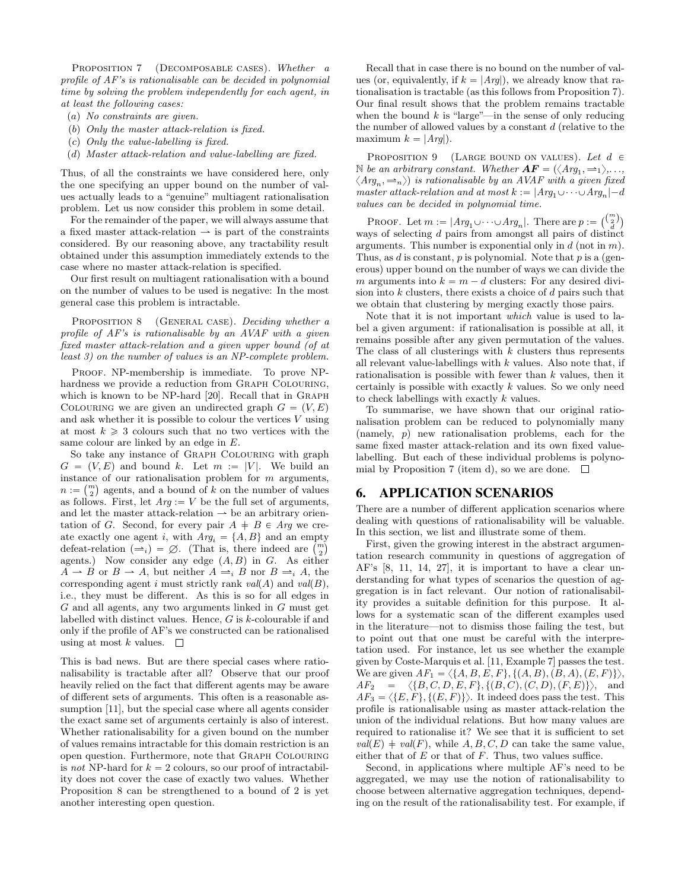Proposition 7 (Decomposable cases). *Whether a profile of AF's is rationalisable can be decided in polynomial time by solving the problem independently for each agent, in at least the following cases:*

(*a*) *No constraints are given.*

(*b*) *Only the master attack-relation is fixed.*

(*c*) *Only the value-labelling is fixed.*

(*d*) *Master attack-relation and value-labelling are fixed.*

Thus, of all the constraints we have considered here, only the one specifying an upper bound on the number of values actually leads to a "genuine" multiagent rationalisation problem. Let us now consider this problem in some detail.

For the remainder of the paper, we will always assume that a fixed master attack-relation $\rightharpoonup$ is part of the constraints considered. By our reasoning above, any tractability result obtained under this assumption immediately extends to the case where no master attack-relation is specified.

Our first result on multiagent rationalisation with a bound on the number of values to be used is negative: In the most general case this problem is intractable.

Proposition 8 (General case). *Deciding whether a profile of AF's is rationalisable by an AVAF with a given fixed master attack-relation and a given upper bound (of at least 3) on the number of values is an NP-complete problem.*

Proof. NP-membership is immediate. To prove NP-hardness we provide a reduction from Graph Colouring, which is known to be NP-hard [20]. Recall that in Graph Colouring we are given an undirected graph $G = (V, E)$ and ask whether it is possible to colour the vertices $V$ using at most $k \geqslant 3$ colours such that no two vertices with the same colour are linked by an edge in $E$.

So take any instance of Graph Colouring with graph $G = (V, E)$ and bound $k$. Let $m := |V|$. We build an instance of our rationalisation problem for $m$ arguments, $n := \binom{m}{2}$ agents, and a bound of $k$ on the number of values as follows. First, let $Arg := V$ be the full set of arguments, and let the master attack-relation $\rightharpoonup$ be an arbitrary orientation of $G$. Second, for every pair $A \neq B \in Arg$ we create exactly one agent $i$, with $Arg_i = \{A, B\}$ and an empty defeat-relation $(\Rightarrow_i) = \varnothing$. (That is, there indeed are $\binom{m}{2}$ agents.) Now consider any edge $(A, B)$ in $G$. As either $A \rightharpoonup B$ or $B \rightharpoonup A$, but neither $A \Rightarrow_i B$ nor $B \Rightarrow_i A$, the corresponding agent $i$ must strictly rank $val(A)$ and $val(B)$, i.e., they must be different. As this is so for all edges in $G$ and all agents, any two arguments linked in $G$ must get labelled with distinct values. Hence, $G$ is $k$-colourable if and only if the profile of AF's we constructed can be rationalised using at most $k$ values. $\square$

This is bad news. But are there special cases where rationalisability is tractable after all? Observe that our proof heavily relied on the fact that different agents may be aware of different sets of arguments. This often is a reasonable assumption [11], but the special case where all agents consider the exact same set of arguments certainly is also of interest. Whether rationalisability for a given bound on the number of values remains intractable for this domain restriction is an open question. Furthermore, note that Graph Colouring is *not* NP-hard for $k = 2$ colours, so our proof of intractability does not cover the case of exactly two values. Whether Proposition 8 can be strengthened to a bound of 2 is yet another interesting open question.

Recall that in case there is no bound on the number of values (or, equivalently, if $k = |Arg|$), we already know that rationalisation is tractable (as this follows from Proposition 7). Our final result shows that the problem remains tractable when the bound $k$ is "large"—in the sense of only reducing the number of allowed values by a constant $d$ (relative to the maximum $k = |Arg|$).

Proposition 9 (Large bound on values). *Let $d \in \mathbb{N}$ be an arbitrary constant. Whether $\boldsymbol{AF} = (\langle Arg_1, \Rightarrow_1\rangle, \ldots, \langle Arg_n, \Rightarrow_n\rangle)$ is rationalisable by an AVAF with a given fixed master attack-relation and at most $k := |Arg_1 \cup \cdots \cup Arg_n| - d$ values can be decided in polynomial time.*

Proof. Let $m := |Arg_1 \cup \cdots \cup Arg_n|$. There are $p := \binom{\binom{m}{2}}{d}$ ways of selecting $d$ pairs from amongst all pairs of distinct arguments. This number is exponential only in $d$ (not in $m$). Thus, as $d$ is constant, $p$ is polynomial. Note that $p$ is a (generous) upper bound on the number of ways we can divide the $m$ arguments into $k = m - d$ clusters: For any desired division into $k$ clusters, there exists a choice of $d$ pairs such that we obtain that clustering by merging exactly those pairs.

Note that it is not important *which* value is used to label a given argument: if rationalisation is possible at all, it remains possible after any given permutation of the values. The class of all clusterings with $k$ clusters thus represents all relevant value-labellings with $k$ values. Also note that, if rationalisation is possible with fewer than $k$ values, then it certainly is possible with exactly $k$ values. So we only need to check labellings with exactly $k$ values.

To summarise, we have shown that our original rationalisation problem can be reduced to polynomially many (namely, $p$) new rationalisation problems, each for the same fixed master attack-relation and its own fixed value-labelling. But each of these individual problems is polynomial by Proposition 7 (item d), so we are done. $\square$

# 6. APPLICATION SCENARIOS

There are a number of different application scenarios where dealing with questions of rationalisability will be valuable. In this section, we list and illustrate some of them.

First, given the growing interest in the abstract argumentation research community in questions of aggregation of AF's [8, 11, 14, 27], it is important to have a clear understanding for what types of scenarios the question of aggregation is in fact relevant. Our notion of rationalisability provides a suitable definition for this purpose. It allows for a systematic scan of the different examples used in the literature—not to dismiss those failing the test, but to point out that one must be careful with the interpretation used. For instance, let us see whether the example given by Coste-Marquis et al. [11, Example 7] passes the test. We are given $AF_1 = \langle\{A, B, E, F\}, \{(A, B), (B, A), (E, F)\}\rangle$, $AF_2 = \langle\{B, C, D, E, F\}, \{(B, C), (C, D), (F, E)\}\rangle$, and $AF_3 = \langle\{E, F\}, \{(E, F)\}\rangle$. It indeed does pass the test. This profile is rationalisable using as master attack-relation the union of the individual relations. But how many values are required to rationalise it? We see that it is sufficient to set $val(E) \neq val(F)$, while $A, B, C, D$ can take the same value, either that of $E$ or that of $F$. Thus, two values suffice.

Second, in applications where multiple AF's need to be aggregated, we may use the notion of rationalisability to choose between alternative aggregation techniques, depending on the result of the rationalisability test. For example, if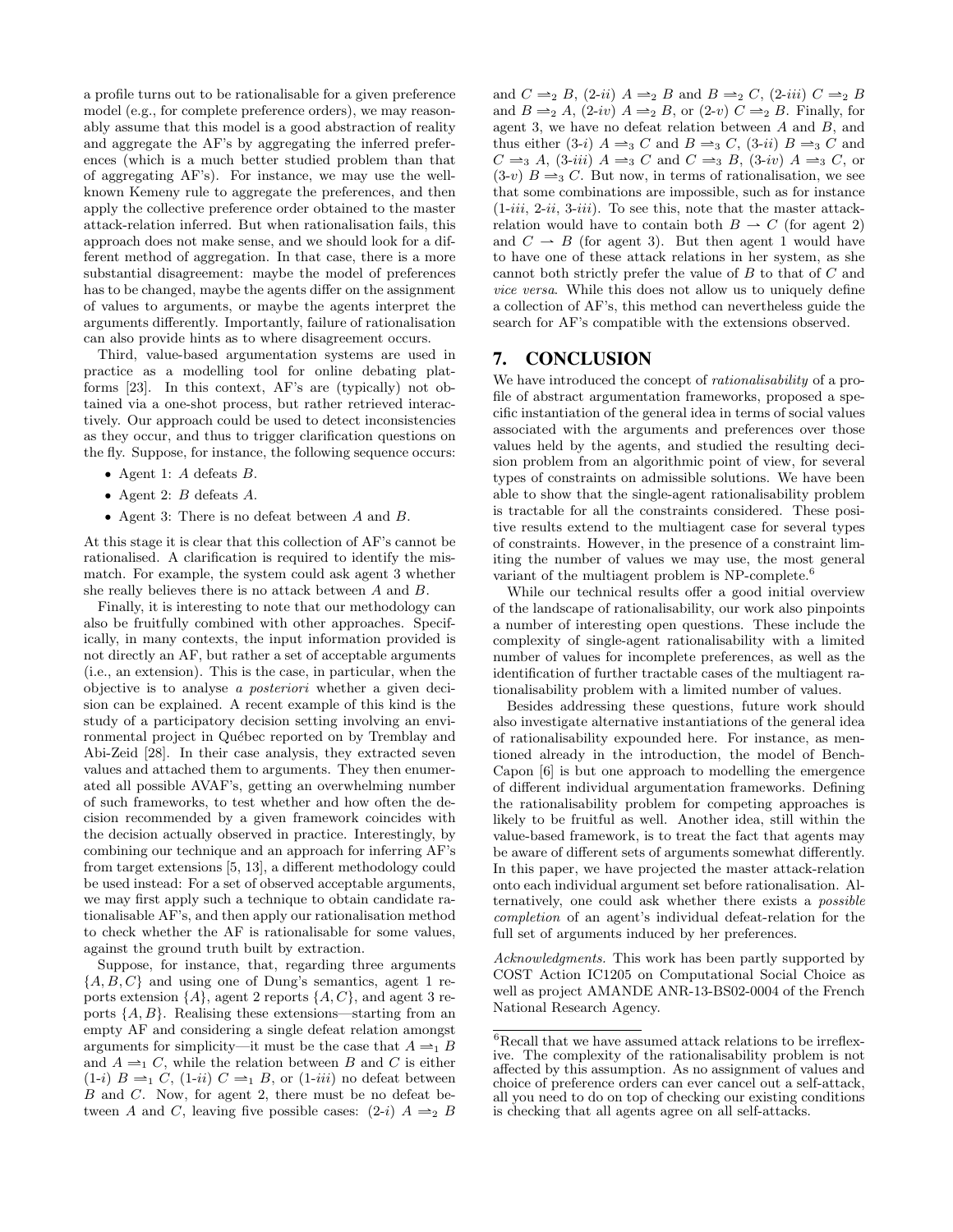a profile turns out to be rationalisable for a given preference model (e.g., for complete preference orders), we may reasonably assume that this model is a good abstraction of reality and aggregate the AF's by aggregating the inferred preferences (which is a much better studied problem than that of aggregating AF's). For instance, we may use the well-known Kemeny rule to aggregate the preferences, and then apply the collective preference order obtained to the master attack-relation inferred. But when rationalisation fails, this approach does not make sense, and we should look for a different method of aggregation. In that case, there is a more substantial disagreement: maybe the model of preferences has to be changed, maybe the agents differ on the assignment of values to arguments, or maybe the agents interpret the arguments differently. Importantly, failure of rationalisation can also provide hints as to where disagreement occurs.

Third, value-based argumentation systems are used in practice as a modelling tool for online debating platforms [23]. In this context, AF's are (typically) not obtained via a one-shot process, but rather retrieved interactively. Our approach could be used to detect inconsistencies as they occur, and thus to trigger clarification questions on the fly. Suppose, for instance, the following sequence occurs:

- Agent 1: $A$ defeats $B$.
- Agent 2: $B$ defeats $A$.
- Agent 3: There is no defeat between $A$ and $B$.

At this stage it is clear that this collection of AF's cannot be rationalised. A clarification is required to identify the mismatch. For example, the system could ask agent 3 whether she really believes there is no attack between $A$ and $B$.

Finally, it is interesting to note that our methodology can also be fruitfully combined with other approaches. Specifically, in many contexts, the input information provided is not directly an AF, but rather a set of acceptable arguments (i.e., an extension). This is the case, in particular, when the objective is to analyse *a posteriori* whether a given decision can be explained. A recent example of this kind is the study of a participatory decision setting involving an environmental project in Québec reported on by Tremblay and Abi-Zeid [28]. In their case analysis, they extracted seven values and attached them to arguments. They then enumerated all possible AVAF's, getting an overwhelming number of such frameworks, to test whether and how often the decision recommended by a given framework coincides with the decision actually observed in practice. Interestingly, by combining our technique and an approach for inferring AF's from target extensions [5, 13], a different methodology could be used instead: For a set of observed acceptable arguments, we may first apply such a technique to obtain candidate rationalisable AF's, and then apply our rationalisation method to check whether the AF is rationalisable for some values, against the ground truth built by extraction.

Suppose, for instance, that, regarding three arguments $\{A, B, C\}$ and using one of Dung's semantics, agent 1 reports extension $\{A\}$, agent 2 reports $\{A, C\}$, and agent 3 reports $\{A, B\}$. Realising these extensions—starting from an empty AF and considering a single defeat relation amongst arguments for simplicity—it must be the case that $A \rightharpoonup_1 B$ and $A \rightharpoonup_1 C$, while the relation between $B$ and $C$ is either (1-*i*) $B \rightharpoonup_1 C$, (1-*ii*) $C \rightharpoonup_1 B$, or (1-*iii*) no defeat between $B$ and $C$. Now, for agent 2, there must be no defeat between $A$ and $C$, leaving five possible cases: (2-*i*) $A \rightharpoonup_2 B$ and $C \rightharpoonup_2 B$, (2-*ii*) $A \rightharpoonup_2 B$ and $B \rightharpoonup_2 C$, (2-*iii*) $C \rightharpoonup_2 B$ and $B \rightharpoonup_2 A$, (2-*iv*) $A \rightharpoonup_2 B$, or (2-*v*) $C \rightharpoonup_2 B$. Finally, for agent 3, we have no defeat relation between $A$ and $B$, and thus either (3-*i*) $A \rightharpoonup_3 C$ and $B \rightharpoonup_3 C$, (3-*ii*) $B \rightharpoonup_3 C$ and $C \rightharpoonup_3 A$, (3-*iii*) $A \rightharpoonup_3 C$ and $C \rightharpoonup_3 B$, (3-*iv*) $A \rightharpoonup_3 C$, or (3-*v*) $B \rightharpoonup_3 C$. But now, in terms of rationalisation, we see that some combinations are impossible, such as for instance (1-*iii*, 2-*ii*, 3-*iii*). To see this, note that the master attack-relation would have to contain both $B \rightharpoonup C$ (for agent 2) and $C \rightharpoonup B$ (for agent 3). But then agent 1 would have to have one of these attack relations in her system, as she cannot both strictly prefer the value of $B$ to that of $C$ and *vice versa*. While this does not allow us to uniquely define a collection of AF's, this method can nevertheless guide the search for AF's compatible with the extensions observed.

## 7. CONCLUSION

We have introduced the concept of *rationalisability* of a profile of abstract argumentation frameworks, proposed a specific instantiation of the general idea in terms of social values associated with the arguments and preferences over those values held by the agents, and studied the resulting decision problem from an algorithmic point of view, for several types of constraints on admissible solutions. We have been able to show that the single-agent rationalisability problem is tractable for all the constraints considered. These positive results extend to the multiagent case for several types of constraints. However, in the presence of a constraint limiting the number of values we may use, the most general variant of the multiagent problem is NP-complete.[6]

While our technical results offer a good initial overview of the landscape of rationalisability, our work also pinpoints a number of interesting open questions. These include the complexity of single-agent rationalisability with a limited number of values for incomplete preferences, as well as the identification of further tractable cases of the multiagent rationalisability problem with a limited number of values.

Besides addressing these questions, future work should also investigate alternative instantiations of the general idea of rationalisability expounded here. For instance, as mentioned already in the introduction, the model of Bench-Capon [6] is but one approach to modelling the emergence of different individual argumentation frameworks. Defining the rationalisability problem for competing approaches is likely to be fruitful as well. Another idea, still within the value-based framework, is to treat the fact that agents may be aware of different sets of arguments somewhat differently. In this paper, we have projected the master attack-relation onto each individual argument set before rationalisation. Alternatively, one could ask whether there exists a *possible completion* of an agent's individual defeat-relation for the full set of arguments induced by her preferences.

*Acknowledgments.* This work has been partly supported by COST Action IC1205 on Computational Social Choice as well as project AMANDE ANR-13-BS02-0004 of the French National Research Agency.

[6] Recall that we have assumed attack relations to be irreflexive. The complexity of the rationalisability problem is not affected by this assumption. As no assignment of values and choice of preference orders can ever cancel out a self-attack, all you need to do on top of checking our existing conditions is checking that all agents agree on all self-attacks.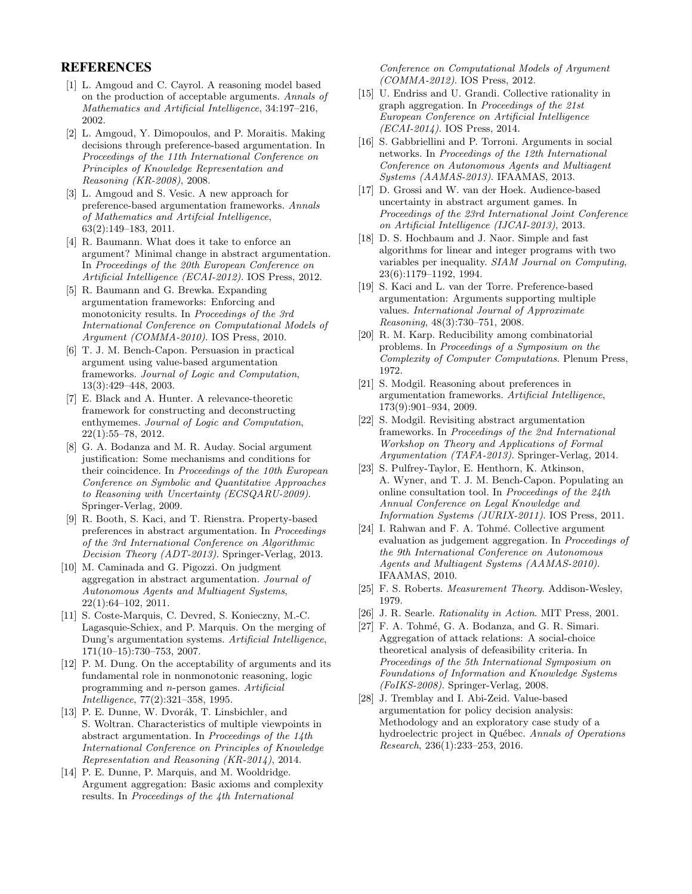## REFERENCES

[1] L. Amgoud and C. Cayrol. A reasoning model based on the production of acceptable arguments. *Annals of Mathematics and Artificial Intelligence*, 34:197–216, 2002.

[2] L. Amgoud, Y. Dimopoulos, and P. Moraitis. Making decisions through preference-based argumentation. In *Proceedings of the 11th International Conference on Principles of Knowledge Representation and Reasoning (KR-2008)*, 2008.

[3] L. Amgoud and S. Vesic. A new approach for preference-based argumentation frameworks. *Annals of Mathematics and Artifcial Intelligence*, 63(2):149–183, 2011.

[4] R. Baumann. What does it take to enforce an argument? Minimal change in abstract argumentation. In *Proceedings of the 20th European Conference on Artificial Intelligence (ECAI-2012)*. IOS Press, 2012.

[5] R. Baumann and G. Brewka. Expanding argumentation frameworks: Enforcing and monotonicity results. In *Proceedings of the 3rd International Conference on Computational Models of Argument (COMMA-2010)*. IOS Press, 2010.

[6] T. J. M. Bench-Capon. Persuasion in practical argument using value-based argumentation frameworks. *Journal of Logic and Computation*, 13(3):429–448, 2003.

[7] E. Black and A. Hunter. A relevance-theoretic framework for constructing and deconstructing enthymemes. *Journal of Logic and Computation*, 22(1):55–78, 2012.

[8] G. A. Bodanza and M. R. Auday. Social argument justification: Some mechanisms and conditions for their coincidence. In *Proceedings of the 10th European Conference on Symbolic and Quantitative Approaches to Reasoning with Uncertainty (ECSQARU-2009)*. Springer-Verlag, 2009.

[9] R. Booth, S. Kaci, and T. Rienstra. Property-based preferences in abstract argumentation. In *Proceedings of the 3rd International Conference on Algorithmic Decision Theory (ADT-2013)*. Springer-Verlag, 2013.

[10] M. Caminada and G. Pigozzi. On judgment aggregation in abstract argumentation. *Journal of Autonomous Agents and Multiagent Systems*, 22(1):64–102, 2011.

[11] S. Coste-Marquis, C. Devred, S. Konieczny, M.-C. Lagasquie-Schiex, and P. Marquis. On the merging of Dung's argumentation systems. *Artificial Intelligence*, 171(10–15):730–753, 2007.

[12] P. M. Dung. On the acceptability of arguments and its fundamental role in nonmonotonic reasoning, logic programming and *n*-person games. *Artificial Intelligence*, 77(2):321–358, 1995.

[13] P. E. Dunne, W. Dvorák, T. Linsbichler, and S. Woltran. Characteristics of multiple viewpoints in abstract argumentation. In *Proceedings of the 14th International Conference on Principles of Knowledge Representation and Reasoning (KR-2014)*, 2014.

[14] P. E. Dunne, P. Marquis, and M. Wooldridge. Argument aggregation: Basic axioms and complexity results. In *Proceedings of the 4th International Conference on Computational Models of Argument (COMMA-2012)*. IOS Press, 2012.

[15] U. Endriss and U. Grandi. Collective rationality in graph aggregation. In *Proceedings of the 21st European Conference on Artificial Intelligence (ECAI-2014)*. IOS Press, 2014.

[16] S. Gabbriellini and P. Torroni. Arguments in social networks. In *Proceedings of the 12th International Conference on Autonomous Agents and Multiagent Systems (AAMAS-2013)*. IFAAMAS, 2013.

[17] D. Grossi and W. van der Hoek. Audience-based uncertainty in abstract argument games. In *Proceedings of the 23rd International Joint Conference on Artificial Intelligence (IJCAI-2013)*, 2013.

[18] D. S. Hochbaum and J. Naor. Simple and fast algorithms for linear and integer programs with two variables per inequality. *SIAM Journal on Computing*, 23(6):1179–1192, 1994.

[19] S. Kaci and L. van der Torre. Preference-based argumentation: Arguments supporting multiple values. *International Journal of Approximate Reasoning*, 48(3):730–751, 2008.

[20] R. M. Karp. Reducibility among combinatorial problems. In *Proceedings of a Symposium on the Complexity of Computer Computations*. Plenum Press, 1972.

[21] S. Modgil. Reasoning about preferences in argumentation frameworks. *Artificial Intelligence*, 173(9):901–934, 2009.

[22] S. Modgil. Revisiting abstract argumentation frameworks. In *Proceedings of the 2nd International Workshop on Theory and Applications of Formal Argumentation (TAFA-2013)*. Springer-Verlag, 2014.

[23] S. Pulfrey-Taylor, E. Henthorn, K. Atkinson, A. Wyner, and T. J. M. Bench-Capon. Populating an online consultation tool. In *Proceedings of the 24th Annual Conference on Legal Knowledge and Information Systems (JURIX-2011)*. IOS Press, 2011.

[24] I. Rahwan and F. A. Tohmé. Collective argument evaluation as judgement aggregation. In *Proceedings of the 9th International Conference on Autonomous Agents and Multiagent Systems (AAMAS-2010)*. IFAAMAS, 2010.

[25] F. S. Roberts. *Measurement Theory*. Addison-Wesley, 1979.

[26] J. R. Searle. *Rationality in Action*. MIT Press, 2001.

[27] F. A. Tohmé, G. A. Bodanza, and G. R. Simari. Aggregation of attack relations: A social-choice theoretical analysis of defeasibility criteria. In *Proceedings of the 5th International Symposium on Foundations of Information and Knowledge Systems (FoIKS-2008)*. Springer-Verlag, 2008.

[28] J. Tremblay and I. Abi-Zeid. Value-based argumentation for policy decision analysis: Methodology and an exploratory case study of a hydroelectric project in Québec. *Annals of Operations Research*, 236(1):233–253, 2016.